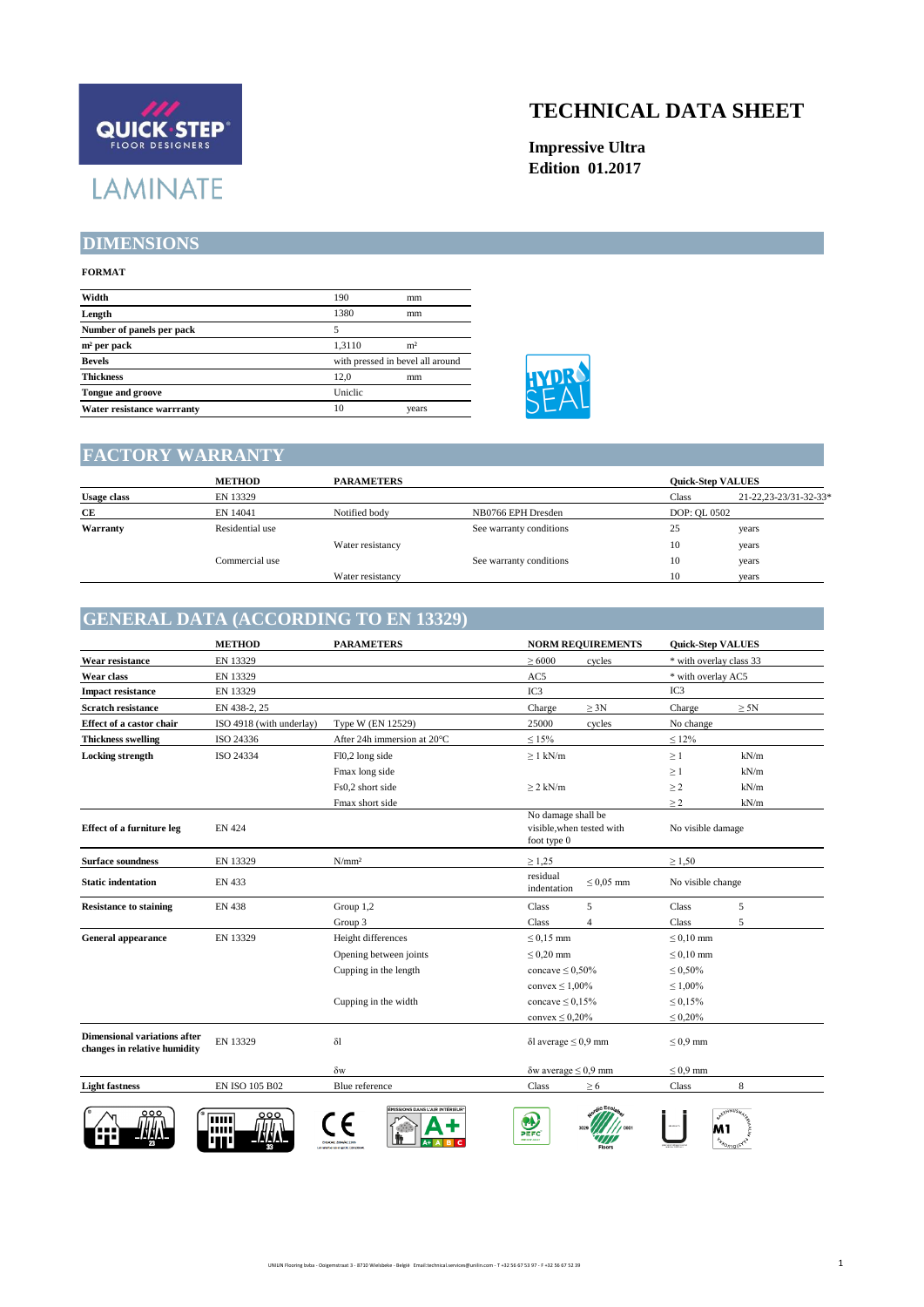QUICK·STEP® FLOOR DESIGNERS

LAMINATE

# TECHNICAL DATA SHEET

**Impressive Ultra**
**Edition 01.2017**

## DIMENSIONS

**FORMAT**

| | | |
|---|---|---|
| **Width** | 190 | mm |
| **Length** | 1380 | mm |
| **Number of panels per pack** | 5 | |
| **m² per pack** | 1,3110 | m² |
| **Bevels** | with pressed in bevel all around | |
| **Thickness** | 12,0 | mm |
| **Tongue and groove** | Uniclic | |
| **Water resistance warrranty** | 10 | years |

HYDRO SEAL

## FACTORY WARRANTY

| | METHOD | PARAMETERS | | Quick-Step VALUES | |
|---|---|---|---|---|---|
| **Usage class** | EN 13329 | | | Class | 21-22,23-23/31-32-33* |
| **CE** | EN 14041 | Notified body | NB0766 EPH Dresden | DOP: QL 0502 | |
| **Warranty** | Residential use | | See warranty conditions | 25 | years |
| | | Water resistancy | | 10 | years |
| | Commercial use | | See warranty conditions | 10 | years |
| | | Water resistancy | | 10 | years |

## GENERAL DATA (ACCORDING TO EN 13329)

| | METHOD | PARAMETERS | NORM REQUIREMENTS | | Quick-Step VALUES | |
|---|---|---|---|---|---|---|
| **Wear resistance** | EN 13329 | | ≥ 6000 | cycles | * with overlay class 33 | |
| **Wear class** | EN 13329 | | AC5 | | * with overlay AC5 | |
| **Impact resistance** | EN 13329 | | IC3 | | IC3 | |
| **Scratch resistance** | EN 438-2, 25 | | Charge | ≥ 3N | Charge | ≥ 5N |
| **Effect of a castor chair** | ISO 4918 (with underlay) | Type W (EN 12529) | 25000 | cycles | No change | |
| **Thickness swelling** | ISO 24336 | After 24h immersion at 20°C | ≤ 15% | | ≤ 12% | |
| **Locking strength** | ISO 24334 | Fl0,2 long side | ≥ 1 kN/m | | ≥ 1 | kN/m |
| | | Fmax long side | | | ≥ 1 | kN/m |
| | | Fs0,2 short side | ≥ 2 kN/m | | ≥ 2 | kN/m |
| | | Fmax short side | | | ≥ 2 | kN/m |
| **Effect of a furniture leg** | EN 424 | | No damage shall be visible,when tested with foot type 0 | | No visible damage | |
| **Surface soundness** | EN 13329 | N/mm² | ≥ 1,25 | | ≥ 1,50 | |
| **Static indentation** | EN 433 | | residual indentation | ≤ 0,05 mm | No visible change | |
| **Resistance to staining** | EN 438 | Group 1,2 | Class | 5 | Class | 5 |
| | | Group 3 | Class | 4 | Class | 5 |
| **General appearance** | EN 13329 | Height differences | ≤ 0,15 mm | | ≤ 0,10 mm | |
| | | Opening between joints | ≤ 0,20 mm | | ≤ 0,10 mm | |
| | | Cupping in the length | concave ≤ 0,50% | | ≤ 0,50% | |
| | | | convex ≤ 1,00% | | ≤ 1,00% | |
| | | Cupping in the width | concave ≤ 0,15% | | ≤ 0,15% | |
| | | | convex ≤ 0,20% | | ≤ 0,20% | |
| **Dimensional variations after changes in relative humidity** | EN 13329 | δl | δl average ≤ 0,9 mm | | ≤ 0,9 mm | |
| | | δw | δw average ≤ 0,9 mm | | ≤ 0,9 mm | |
| **Light fastness** | EN ISO 105 B02 | Blue reference | Class | ≥ 6 | Class | 8 |

UNILIN Flooring bvba - Ooigemstraat 3 - 8710 Wielsbeke - België Email:technical.services@unilin.com - T +32 56 67 53 97 - F +32 56 67 52 39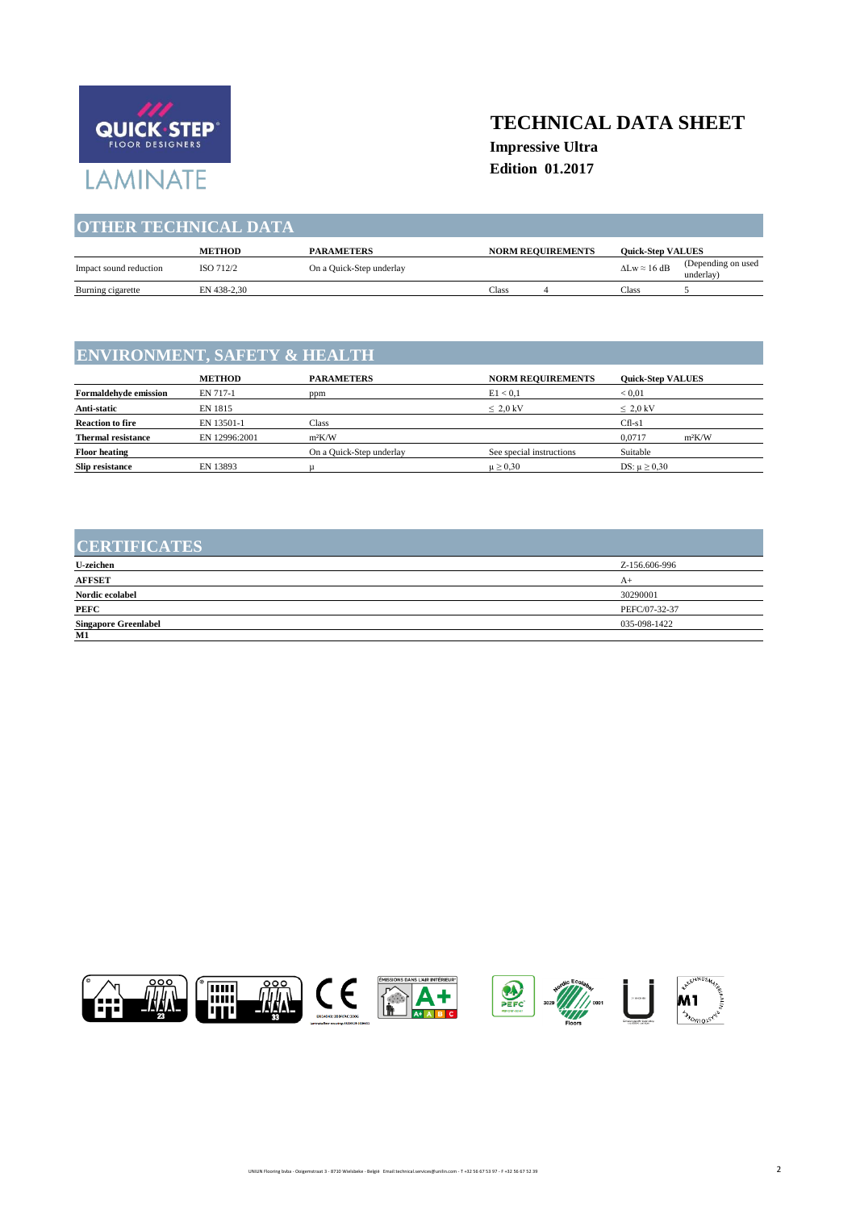QUICK·STEP®
FLOOR DESIGNERS

LAMINATE

# TECHNICAL DATA SHEET

**Impressive Ultra**

**Edition 01.2017**

## OTHER TECHNICAL DATA

| | METHOD | PARAMETERS | NORM REQUIREMENTS | | Quick-Step VALUES | |
|---|---|---|---|---|---|---|
| Impact sound reduction | ISO 712/2 | On a Quick-Step underlay | | | ΔLw ≈ 16 dB | (Depending on used underlay) |
| Burning cigarette | EN 438-2,30 | | Class | 4 | Class | 5 |

## ENVIRONMENT, SAFETY & HEALTH

| | METHOD | PARAMETERS | NORM REQUIREMENTS | Quick-Step VALUES | |
|---|---|---|---|---|---|
| **Formaldehyde emission** | EN 717-1 | ppm | E1 < 0,1 | < 0,01 | |
| **Anti-static** | EN 1815 | | ≤ 2,0 kV | ≤ 2,0 kV | |
| **Reaction to fire** | EN 13501-1 | Class | | Cfl-s1 | |
| **Thermal resistance** | EN 12996:2001 | m²K/W | | 0,0717 | m²K/W |
| **Floor heating** | | On a Quick-Step underlay | See special instructions | Suitable | |
| **Slip resistance** | EN 13893 | μ | μ ≥ 0,30 | DS: μ ≥ 0,30 | |

## CERTIFICATES

| | |
|---|---|
| **U-zeichen** | Z-156.606-996 |
| **AFFSET** | A+ |
| **Nordic ecolabel** | 30290001 |
| **PEFC** | PEFC/07-32-37 |
| **Singapore Greenlabel** | 035-098-1422 |
| **M1** | |

UNILIN Flooring bvba - Ooigemstraat 3 - 8710 Wielsbeke - België Email:technical.services@unilin.com - T +32 56 67 53 97 - F +32 56 67 52 39